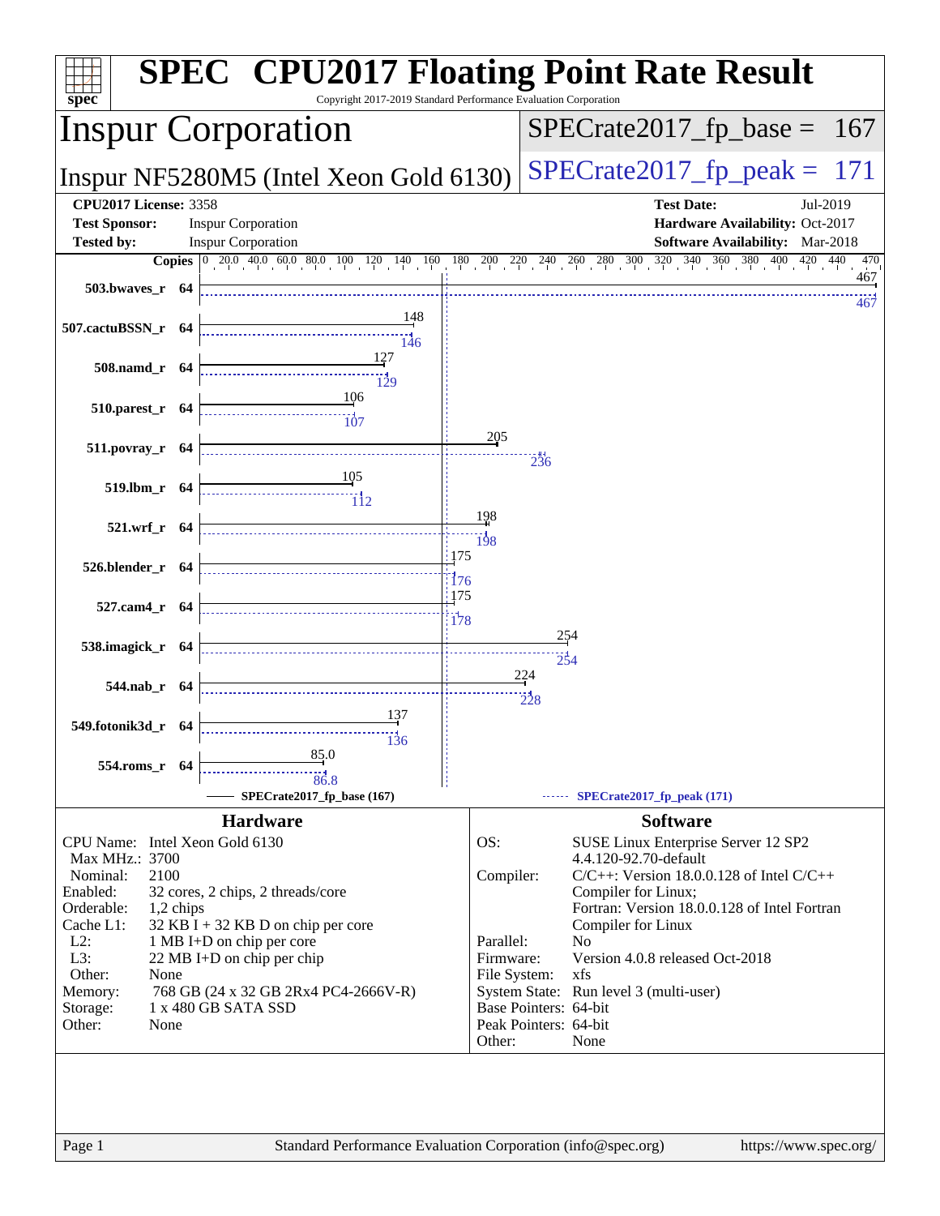# SPEC CPU2017 Floating Point Rate Result

Copyright 2017-2019 Standard Performance Evaluation Corporation

## Inspur Corporation

**Inspur NF5280M5 (Intel Xeon Gold 6130)**

SPECrate2017_fp_base = 167

SPECrate2017_fp_peak = 171

| | | | |
|---|---|---|---|
| **CPU2017 License:** | 3358 | **Test Date:** | Jul-2019 |
| **Test Sponsor:** | Inspur Corporation | **Hardware Availability:** | Oct-2017 |
| **Tested by:** | Inspur Corporation | **Software Availability:** | Mar-2018 |

| Benchmark | Copies | Base | Peak |
|---|---|---|---|
| 503.bwaves_r | 64 | 467 | 467 |
| 507.cactuBSSN_r | 64 | 148 | 146 |
| 508.namd_r | 64 | 127 | 129 |
| 510.parest_r | 64 | 106 | 107 |
| 511.povray_r | 64 | 205 | 236 |
| 519.lbm_r | 64 | 105 | 112 |
| 521.wrf_r | 64 | 198 | 198 |
| 526.blender_r | 64 | 175 | 176 |
| 527.cam4_r | 64 | 175 | 178 |
| 538.imagick_r | 64 | 254 | 254 |
| 544.nab_r | 64 | 224 | 228 |
| 549.fotonik3d_r | 64 | 137 | 136 |
| 554.roms_r | 64 | 85.0 | 86.8 |

SPECrate2017_fp_base (167) — SPECrate2017_fp_peak (171)

### Hardware

| | |
|---|---|
| CPU Name: | Intel Xeon Gold 6130 |
| Max MHz.: | 3700 |
| Nominal: | 2100 |
| Enabled: | 32 cores, 2 chips, 2 threads/core |
| Orderable: | 1,2 chips |
| Cache L1: | 32 KB I + 32 KB D on chip per core |
| L2: | 1 MB I+D on chip per core |
| L3: | 22 MB I+D on chip per chip |
| Other: | None |
| Memory: | 768 GB (24 x 32 GB 2Rx4 PC4-2666V-R) |
| Storage: | 1 x 480 GB SATA SSD |
| Other: | None |

### Software

| | |
|---|---|
| OS: | SUSE Linux Enterprise Server 12 SP2 4.4.120-92.70-default |
| Compiler: | C/C++: Version 18.0.0.128 of Intel C/C++ Compiler for Linux; Fortran: Version 18.0.0.128 of Intel Fortran Compiler for Linux |
| Parallel: | No |
| Firmware: | Version 4.0.8 released Oct-2018 |
| File System: | xfs |
| System State: | Run level 3 (multi-user) |
| Base Pointers: | 64-bit |
| Peak Pointers: | 64-bit |
| Other: | None |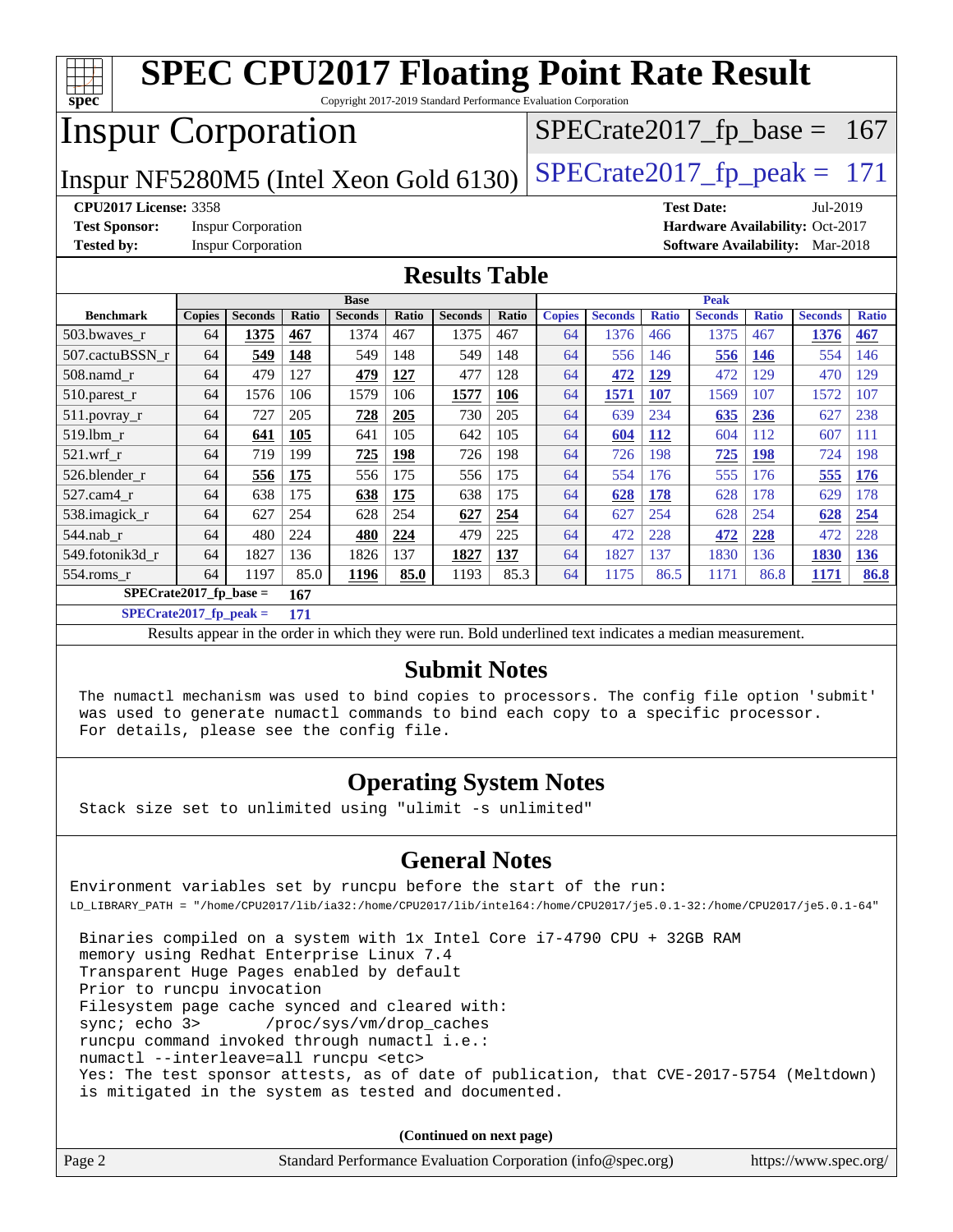# SPEC CPU2017 Floating Point Rate Result

Copyright 2017-2019 Standard Performance Evaluation Corporation

## Inspur Corporation

Inspur NF5280M5 (Intel Xeon Gold 6130)

SPECrate2017_fp_base = 167

SPECrate2017_fp_peak = 171

**CPU2017 License:** 3358
**Test Sponsor:** Inspur Corporation
**Tested by:** Inspur Corporation

**Test Date:** Jul-2019
**Hardware Availability:** Oct-2017
**Software Availability:** Mar-2018

## Results Table

| | Base | | | | | | | Peak | | | | | | |
|---|---|---|---|---|---|---|---|---|---|---|---|---|---|---|
| **Benchmark** | **Copies** | **Seconds** | **Ratio** | **Seconds** | **Ratio** | **Seconds** | **Ratio** | **Copies** | **Seconds** | **Ratio** | **Seconds** | **Ratio** | **Seconds** | **Ratio** |
| 503.bwaves_r | 64 | **1375** | **467** | 1374 | 467 | 1375 | 467 | 64 | 1376 | 466 | 1375 | 467 | **1376** | **467** |
| 507.cactuBSSN_r | 64 | **549** | **148** | 549 | 148 | 549 | 148 | 64 | 556 | 146 | **556** | **146** | 554 | 146 |
| 508.namd_r | 64 | 479 | 127 | **479** | **127** | 477 | 128 | 64 | **472** | **129** | 472 | 129 | 470 | 129 |
| 510.parest_r | 64 | 1576 | 106 | 1579 | 106 | **1577** | **106** | 64 | **1571** | **107** | 1569 | 107 | 1572 | 107 |
| 511.povray_r | 64 | 727 | 205 | **728** | **205** | 730 | 205 | 64 | 639 | 234 | **635** | **236** | 627 | 238 |
| 519.lbm_r | 64 | **641** | **105** | 641 | 105 | 642 | 105 | 64 | **604** | **112** | 604 | 112 | 607 | 111 |
| 521.wrf_r | 64 | 719 | 199 | **725** | **198** | 726 | 198 | 64 | 726 | 198 | **725** | **198** | 724 | 198 |
| 526.blender_r | 64 | **556** | **175** | 556 | 175 | 556 | 175 | 64 | 554 | 176 | 555 | 176 | **555** | **176** |
| 527.cam4_r | 64 | 638 | 175 | **638** | **175** | 638 | 175 | 64 | **628** | **178** | 628 | 178 | 629 | 178 |
| 538.imagick_r | 64 | 627 | 254 | 628 | 254 | **627** | **254** | 64 | 627 | 254 | 628 | 254 | **628** | **254** |
| 544.nab_r | 64 | 480 | 224 | **480** | **224** | 479 | 225 | 64 | 472 | 228 | **472** | **228** | 472 | 228 |
| 549.fotonik3d_r | 64 | 1827 | 136 | 1826 | 137 | **1827** | **137** | 64 | 1827 | 137 | 1830 | 136 | **1830** | **136** |
| 554.roms_r | 64 | 1197 | 85.0 | **1196** | **85.0** | 1193 | 85.3 | 64 | 1175 | 86.5 | 1171 | 86.8 | **1171** | **86.8** |

**SPECrate2017_fp_base = 167**

**SPECrate2017_fp_peak = 171**

Results appear in the order in which they were run. Bold underlined text indicates a median measurement.

## Submit Notes

```
The numactl mechanism was used to bind copies to processors. The config file option 'submit'
was used to generate numactl commands to bind each copy to a specific processor.
For details, please see the config file.
```

## Operating System Notes

```
Stack size set to unlimited using "ulimit -s unlimited"
```

## General Notes

```
Environment variables set by runcpu before the start of the run:
LD_LIBRARY_PATH = "/home/CPU2017/lib/ia32:/home/CPU2017/lib/intel64:/home/CPU2017/je5.0.1-32:/home/CPU2017/je5.0.1-64"

 Binaries compiled on a system with 1x Intel Core i7-4790 CPU + 32GB RAM
 memory using Redhat Enterprise Linux 7.4
 Transparent Huge Pages enabled by default
 Prior to runcpu invocation
 Filesystem page cache synced and cleared with:
 sync; echo 3>       /proc/sys/vm/drop_caches
 runcpu command invoked through numactl i.e.:
 numactl --interleave=all runcpu <etc>
 Yes: The test sponsor attests, as of date of publication, that CVE-2017-5754 (Meltdown)
 is mitigated in the system as tested and documented.
```

(Continued on next page)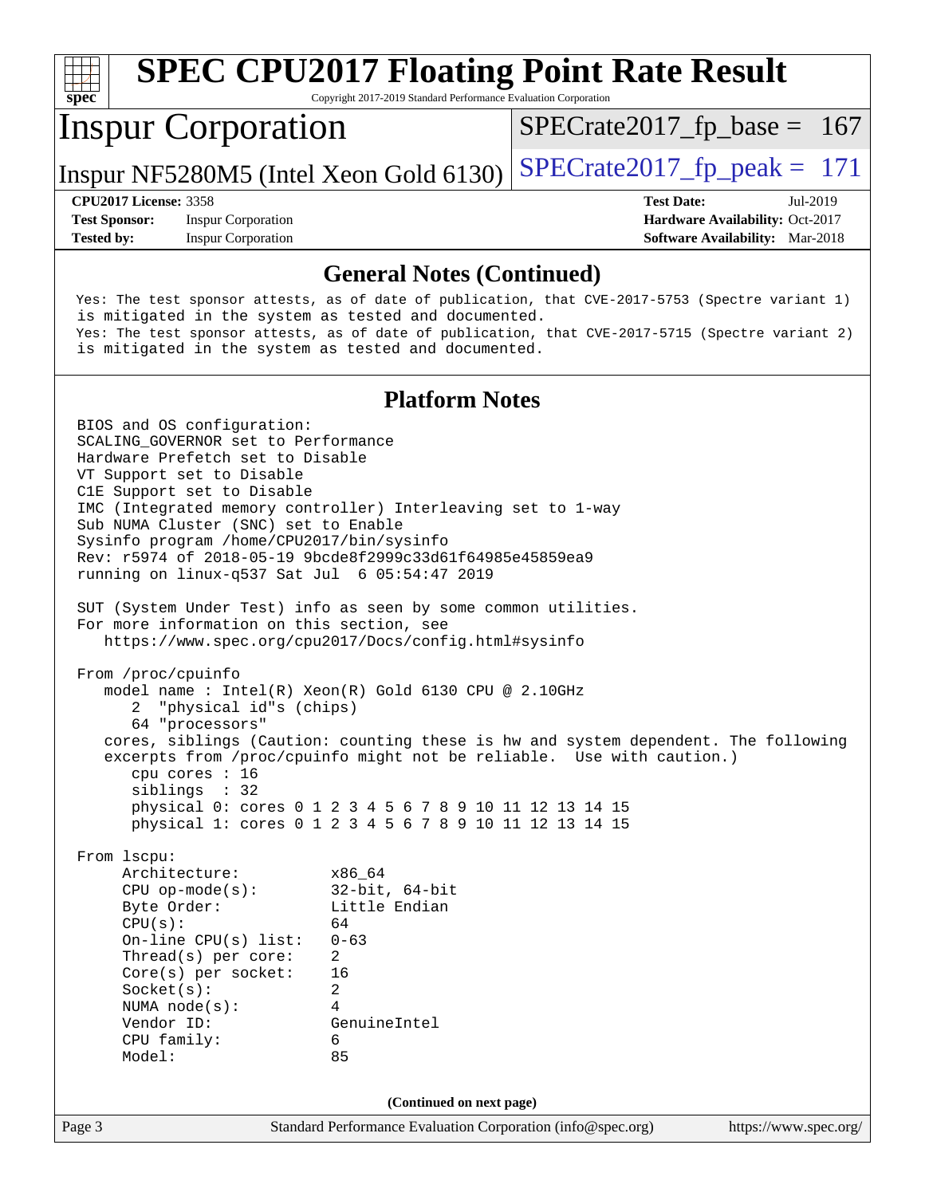## General Notes (Continued)

```
Yes: The test sponsor attests, as of date of publication, that CVE-2017-5753 (Spectre variant 1)
is mitigated in the system as tested and documented.
Yes: The test sponsor attests, as of date of publication, that CVE-2017-5715 (Spectre variant 2)
is mitigated in the system as tested and documented.
```

## Platform Notes

```
BIOS and OS configuration:
SCALING_GOVERNOR set to Performance
Hardware Prefetch set to Disable
VT Support set to Disable
C1E Support set to Disable
IMC (Integrated memory controller) Interleaving set to 1-way
Sub NUMA Cluster (SNC) set to Enable
Sysinfo program /home/CPU2017/bin/sysinfo
Rev: r5974 of 2018-05-19 9bcde8f2999c33d61f64985e45859ea9
running on linux-q537 Sat Jul  6 05:54:47 2019

SUT (System Under Test) info as seen by some common utilities.
For more information on this section, see
   https://www.spec.org/cpu2017/Docs/config.html#sysinfo

From /proc/cpuinfo
   model name : Intel(R) Xeon(R) Gold 6130 CPU @ 2.10GHz
      2  "physical id"s (chips)
      64 "processors"
   cores, siblings (Caution: counting these is hw and system dependent. The following
   excerpts from /proc/cpuinfo might not be reliable.  Use with caution.)
      cpu cores : 16
      siblings  : 32
      physical 0: cores 0 1 2 3 4 5 6 7 8 9 10 11 12 13 14 15
      physical 1: cores 0 1 2 3 4 5 6 7 8 9 10 11 12 13 14 15

From lscpu:
     Architecture:          x86_64
     CPU op-mode(s):        32-bit, 64-bit
     Byte Order:            Little Endian
     CPU(s):                64
     On-line CPU(s) list:   0-63
     Thread(s) per core:    2
     Core(s) per socket:    16
     Socket(s):             2
     NUMA node(s):          4
     Vendor ID:             GenuineIntel
     CPU family:            6
     Model:                 85
```

(Continued on next page)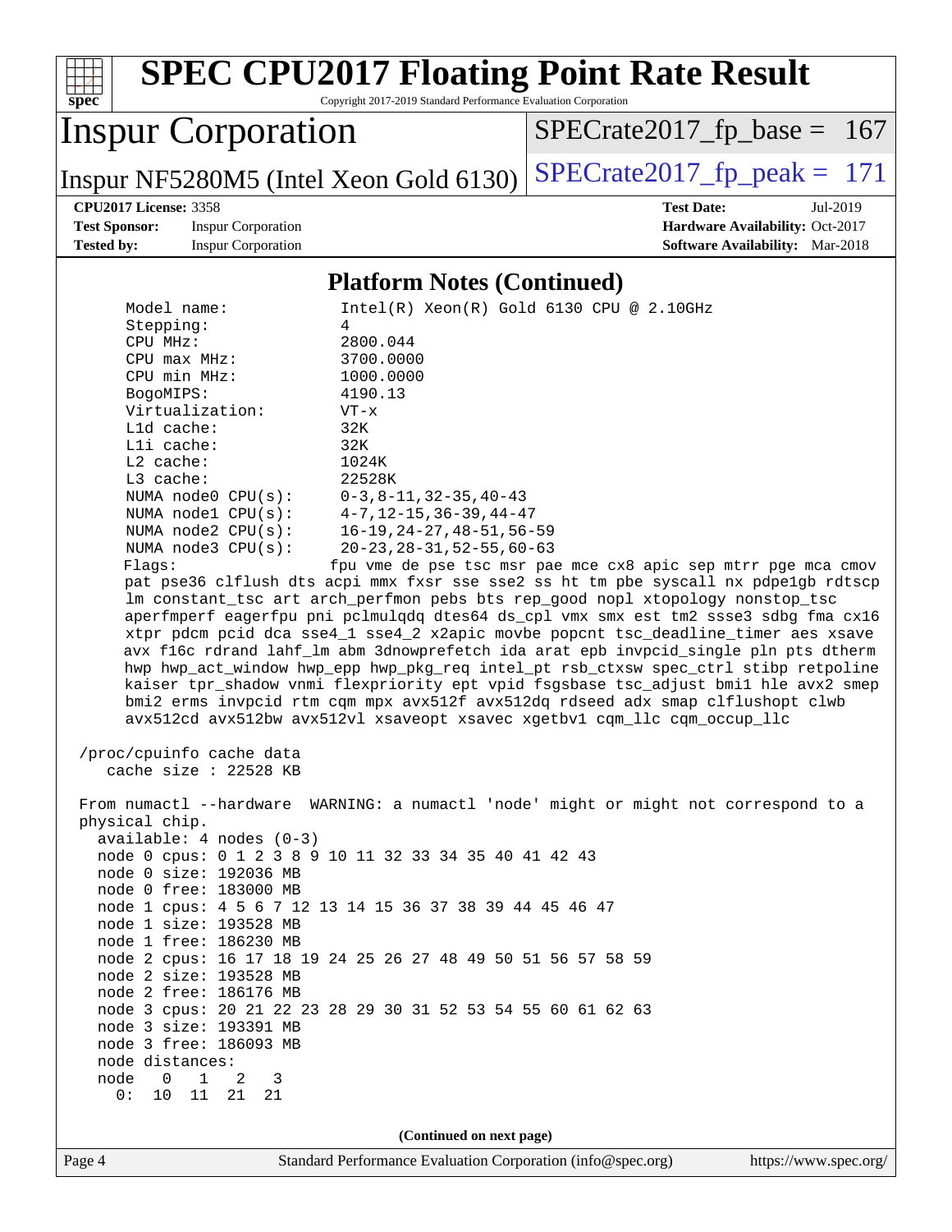## Platform Notes (Continued)

```
     Model name:            Intel(R) Xeon(R) Gold 6130 CPU @ 2.10GHz
     Stepping:              4
     CPU MHz:               2800.044
     CPU max MHz:           3700.0000
     CPU min MHz:           1000.0000
     BogoMIPS:              4190.13
     Virtualization:        VT-x
     L1d cache:             32K
     L1i cache:             32K
     L2 cache:              1024K
     L3 cache:              22528K
     NUMA node0 CPU(s):     0-3,8-11,32-35,40-43
     NUMA node1 CPU(s):     4-7,12-15,36-39,44-47
     NUMA node2 CPU(s):     16-19,24-27,48-51,56-59
     NUMA node3 CPU(s):     20-23,28-31,52-55,60-63
     Flags:                fpu vme de pse tsc msr pae mce cx8 apic sep mtrr pge mca cmov
     pat pse36 clflush dts acpi mmx fxsr sse sse2 ss ht tm pbe syscall nx pdpe1gb rdtscp
     lm constant_tsc art arch_perfmon pebs bts rep_good nopl xtopology nonstop_tsc
     aperfmperf eagerfpu pni pclmulqdq dtes64 ds_cpl vmx smx est tm2 ssse3 sdbg fma cx16
     xtpr pdcm pcid dca sse4_1 sse4_2 x2apic movbe popcnt tsc_deadline_timer aes xsave
     avx f16c rdrand lahf_lm abm 3dnowprefetch ida arat epb invpcid_single pln pts dtherm
     hwp hwp_act_window hwp_epp hwp_pkg_req intel_pt rsb_ctxsw spec_ctrl stibp retpoline
     kaiser tpr_shadow vnmi flexpriority ept vpid fsgsbase tsc_adjust bmi1 hle avx2 smep
     bmi2 erms invpcid rtm cqm mpx avx512f avx512dq rdseed adx smap clflushopt clwb
     avx512cd avx512bw avx512vl xsaveopt xsavec xgetbv1 cqm_llc cqm_occup_llc

 /proc/cpuinfo cache data
    cache size : 22528 KB

 From numactl --hardware  WARNING: a numactl 'node' might or might not correspond to a
 physical chip.
   available: 4 nodes (0-3)
   node 0 cpus: 0 1 2 3 8 9 10 11 32 33 34 35 40 41 42 43
   node 0 size: 192036 MB
   node 0 free: 183000 MB
   node 1 cpus: 4 5 6 7 12 13 14 15 36 37 38 39 44 45 46 47
   node 1 size: 193528 MB
   node 1 free: 186230 MB
   node 2 cpus: 16 17 18 19 24 25 26 27 48 49 50 51 56 57 58 59
   node 2 size: 193528 MB
   node 2 free: 186176 MB
   node 3 cpus: 20 21 22 23 28 29 30 31 52 53 54 55 60 61 62 63
   node 3 size: 193391 MB
   node 3 free: 186093 MB
   node distances:
   node   0   1   2   3
     0:  10  11  21  21
```

(Continued on next page)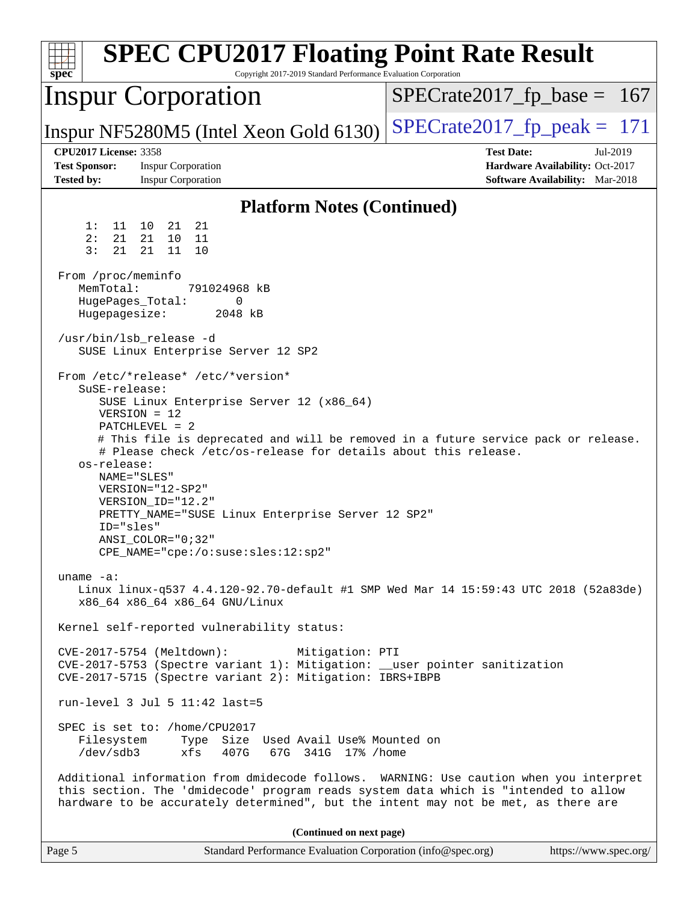# SPEC CPU2017 Floating Point Rate Result

Copyright 2017-2019 Standard Performance Evaluation Corporation

## Inspur Corporation

Inspur NF5280M5 (Intel Xeon Gold 6130)

SPECrate2017_fp_base = 167

SPECrate2017_fp_peak = 171

**CPU2017 License:** 3358
**Test Sponsor:** Inspur Corporation
**Tested by:** Inspur Corporation

**Test Date:** Jul-2019
**Hardware Availability:** Oct-2017
**Software Availability:** Mar-2018

### Platform Notes (Continued)

```
     1:  11  10  21  21
     2:  21  21  10  11
     3:  21  21  11  10

 From /proc/meminfo
    MemTotal:       791024968 kB
    HugePages_Total:       0
    Hugepagesize:       2048 kB

 /usr/bin/lsb_release -d
    SUSE Linux Enterprise Server 12 SP2

 From /etc/*release* /etc/*version*
    SuSE-release:
       SUSE Linux Enterprise Server 12 (x86_64)
       VERSION = 12
       PATCHLEVEL = 2
       # This file is deprecated and will be removed in a future service pack or release.
       # Please check /etc/os-release for details about this release.
    os-release:
       NAME="SLES"
       VERSION="12-SP2"
       VERSION_ID="12.2"
       PRETTY_NAME="SUSE Linux Enterprise Server 12 SP2"
       ID="sles"
       ANSI_COLOR="0;32"
       CPE_NAME="cpe:/o:suse:sles:12:sp2"

 uname -a:
    Linux linux-q537 4.4.120-92.70-default #1 SMP Wed Mar 14 15:59:43 UTC 2018 (52a83de)
    x86_64 x86_64 x86_64 GNU/Linux

 Kernel self-reported vulnerability status:

 CVE-2017-5754 (Meltdown):          Mitigation: PTI
 CVE-2017-5753 (Spectre variant 1): Mitigation: __user pointer sanitization
 CVE-2017-5715 (Spectre variant 2): Mitigation: IBRS+IBPB

 run-level 3 Jul 5 11:42 last=5

 SPEC is set to: /home/CPU2017
    Filesystem     Type  Size  Used Avail Use% Mounted on
    /dev/sdb3      xfs   407G   67G  341G  17% /home

 Additional information from dmidecode follows.  WARNING: Use caution when you interpret
 this section. The 'dmidecode' program reads system data which is "intended to allow
 hardware to be accurately determined", but the intent may not be met, as there are
```

**(Continued on next page)**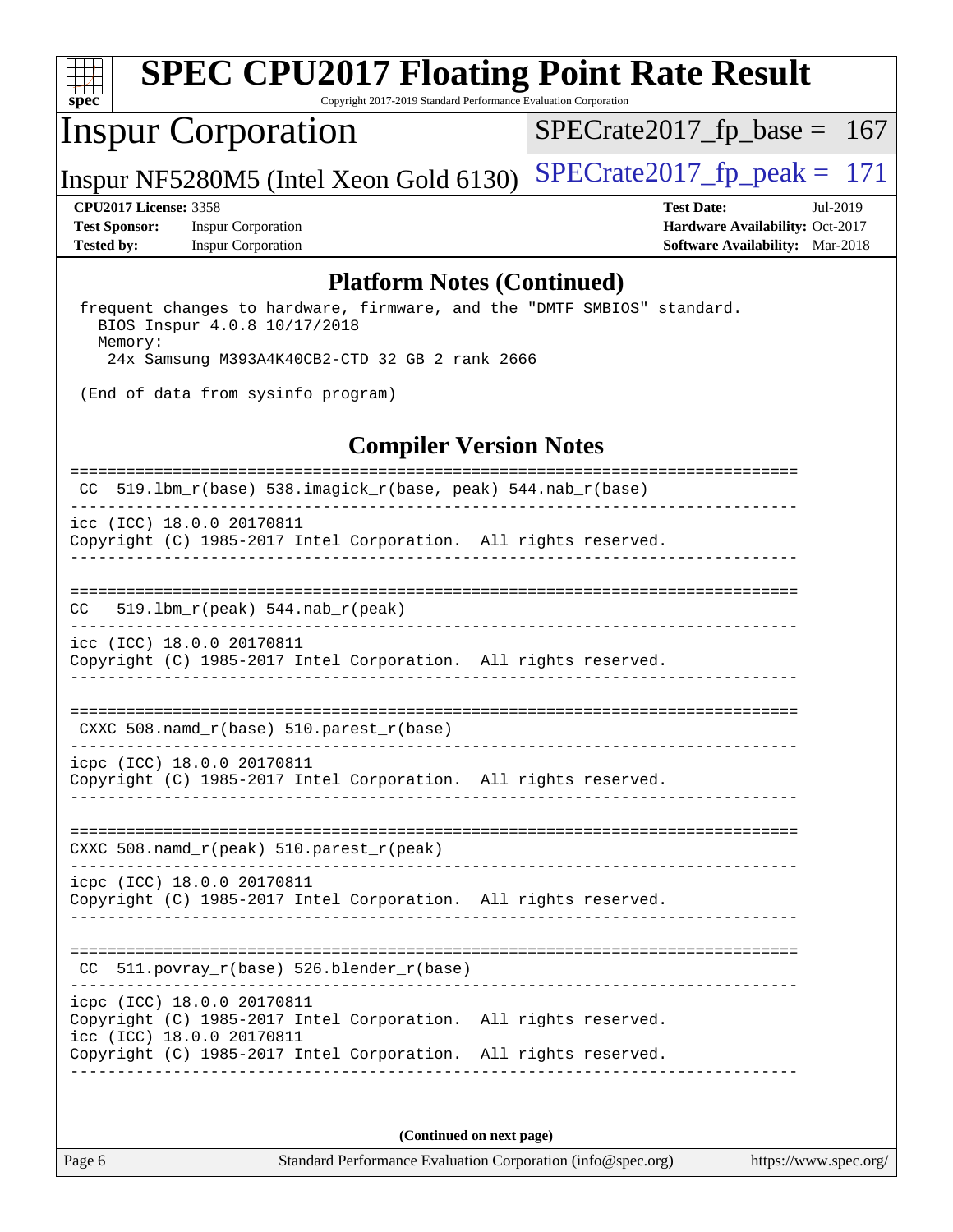# SPEC CPU2017 Floating Point Rate Result

Copyright 2017-2019 Standard Performance Evaluation Corporation

## Inspur Corporation

Inspur NF5280M5 (Intel Xeon Gold 6130)

SPECrate2017_fp_base = 167

SPECrate2017_fp_peak = 171

**CPU2017 License:** 3358
**Test Sponsor:** Inspur Corporation
**Tested by:** Inspur Corporation

**Test Date:** Jul-2019
**Hardware Availability:** Oct-2017
**Software Availability:** Mar-2018

## Platform Notes (Continued)

```
 frequent changes to hardware, firmware, and the "DMTF SMBIOS" standard.
   BIOS Inspur 4.0.8 10/17/2018
   Memory:
    24x Samsung M393A4K40CB2-CTD 32 GB 2 rank 2666

 (End of data from sysinfo program)
```

## Compiler Version Notes

```
==============================================================================
 CC  519.lbm_r(base) 538.imagick_r(base, peak) 544.nab_r(base)
------------------------------------------------------------------------------
icc (ICC) 18.0.0 20170811
Copyright (C) 1985-2017 Intel Corporation.  All rights reserved.
------------------------------------------------------------------------------

==============================================================================
CC   519.lbm_r(peak) 544.nab_r(peak)
------------------------------------------------------------------------------
icc (ICC) 18.0.0 20170811
Copyright (C) 1985-2017 Intel Corporation.  All rights reserved.
------------------------------------------------------------------------------

==============================================================================
 CXXC 508.namd_r(base) 510.parest_r(base)
------------------------------------------------------------------------------
icpc (ICC) 18.0.0 20170811
Copyright (C) 1985-2017 Intel Corporation.  All rights reserved.
------------------------------------------------------------------------------

==============================================================================
CXXC 508.namd_r(peak) 510.parest_r(peak)
------------------------------------------------------------------------------
icpc (ICC) 18.0.0 20170811
Copyright (C) 1985-2017 Intel Corporation.  All rights reserved.
------------------------------------------------------------------------------

==============================================================================
 CC  511.povray_r(base) 526.blender_r(base)
------------------------------------------------------------------------------
icpc (ICC) 18.0.0 20170811
Copyright (C) 1985-2017 Intel Corporation.  All rights reserved.
icc (ICC) 18.0.0 20170811
Copyright (C) 1985-2017 Intel Corporation.  All rights reserved.
------------------------------------------------------------------------------
```

**(Continued on next page)**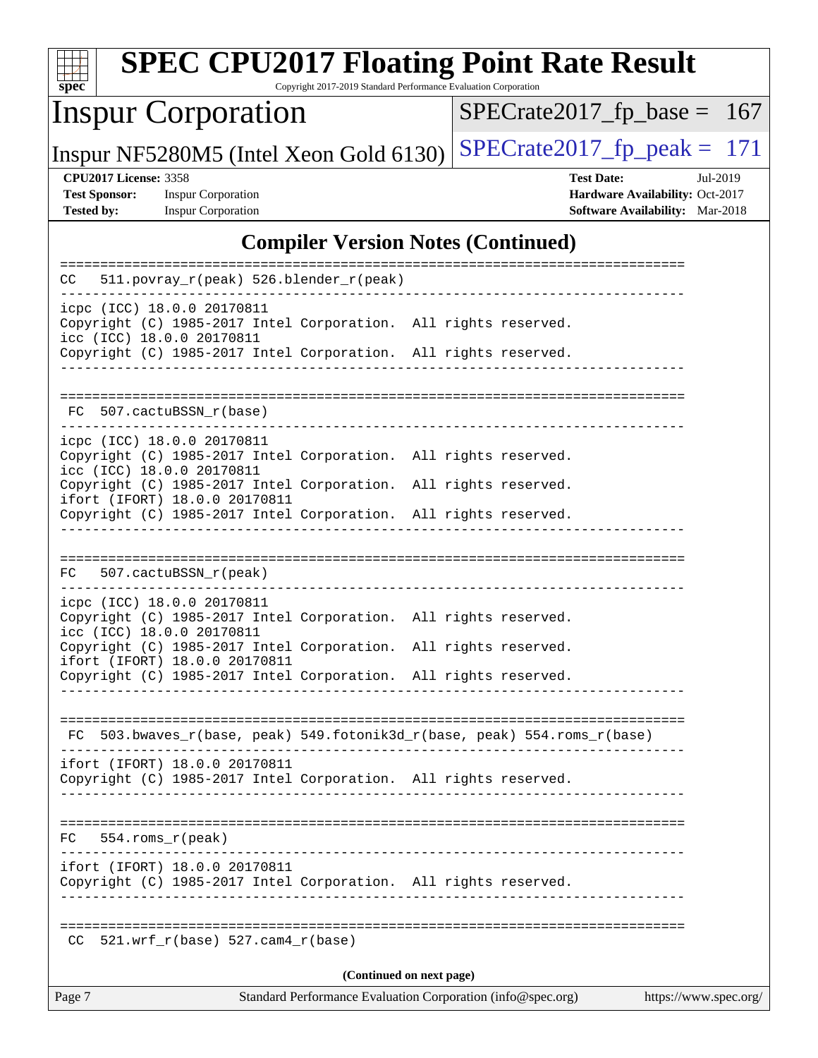## Compiler Version Notes (Continued)

```
==============================================================================
CC  511.povray_r(peak) 526.blender_r(peak)
------------------------------------------------------------------------------
icpc (ICC) 18.0.0 20170811
Copyright (C) 1985-2017 Intel Corporation.  All rights reserved.
icc (ICC) 18.0.0 20170811
Copyright (C) 1985-2017 Intel Corporation.  All rights reserved.
------------------------------------------------------------------------------

==============================================================================
 FC  507.cactuBSSN_r(base)
------------------------------------------------------------------------------
icpc (ICC) 18.0.0 20170811
Copyright (C) 1985-2017 Intel Corporation.  All rights reserved.
icc (ICC) 18.0.0 20170811
Copyright (C) 1985-2017 Intel Corporation.  All rights reserved.
ifort (IFORT) 18.0.0 20170811
Copyright (C) 1985-2017 Intel Corporation.  All rights reserved.
------------------------------------------------------------------------------

==============================================================================
FC  507.cactuBSSN_r(peak)
------------------------------------------------------------------------------
icpc (ICC) 18.0.0 20170811
Copyright (C) 1985-2017 Intel Corporation.  All rights reserved.
icc (ICC) 18.0.0 20170811
Copyright (C) 1985-2017 Intel Corporation.  All rights reserved.
ifort (IFORT) 18.0.0 20170811
Copyright (C) 1985-2017 Intel Corporation.  All rights reserved.
------------------------------------------------------------------------------

==============================================================================
 FC  503.bwaves_r(base, peak) 549.fotonik3d_r(base, peak) 554.roms_r(base)
------------------------------------------------------------------------------
ifort (IFORT) 18.0.0 20170811
Copyright (C) 1985-2017 Intel Corporation.  All rights reserved.
------------------------------------------------------------------------------

==============================================================================
FC  554.roms_r(peak)
------------------------------------------------------------------------------
ifort (IFORT) 18.0.0 20170811
Copyright (C) 1985-2017 Intel Corporation.  All rights reserved.
------------------------------------------------------------------------------

==============================================================================
 CC  521.wrf_r(base) 527.cam4_r(base)
```

(Continued on next page)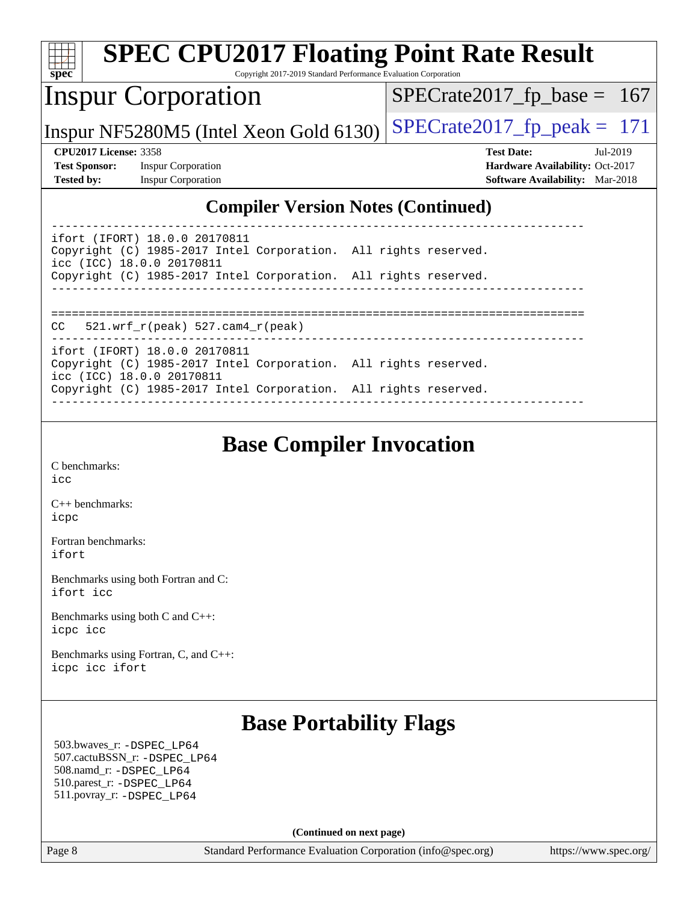## Compiler Version Notes (Continued)

```
------------------------------------------------------------------------------
ifort (IFORT) 18.0.0 20170811
Copyright (C) 1985-2017 Intel Corporation.  All rights reserved.
icc (ICC) 18.0.0 20170811
Copyright (C) 1985-2017 Intel Corporation.  All rights reserved.
------------------------------------------------------------------------------

==============================================================================
CC   521.wrf_r(peak) 527.cam4_r(peak)
------------------------------------------------------------------------------
ifort (IFORT) 18.0.0 20170811
Copyright (C) 1985-2017 Intel Corporation.  All rights reserved.
icc (ICC) 18.0.0 20170811
Copyright (C) 1985-2017 Intel Corporation.  All rights reserved.
------------------------------------------------------------------------------
```

## Base Compiler Invocation

C benchmarks:
`icc`

C++ benchmarks:
`icpc`

Fortran benchmarks:
`ifort`

Benchmarks using both Fortran and C:
`ifort icc`

Benchmarks using both C and C++:
`icpc icc`

Benchmarks using Fortran, C, and C++:
`icpc icc ifort`

## Base Portability Flags

503.bwaves_r: `-DSPEC_LP64`
507.cactuBSSN_r: `-DSPEC_LP64`
508.namd_r: `-DSPEC_LP64`
510.parest_r: `-DSPEC_LP64`
511.povray_r: `-DSPEC_LP64`

**(Continued on next page)**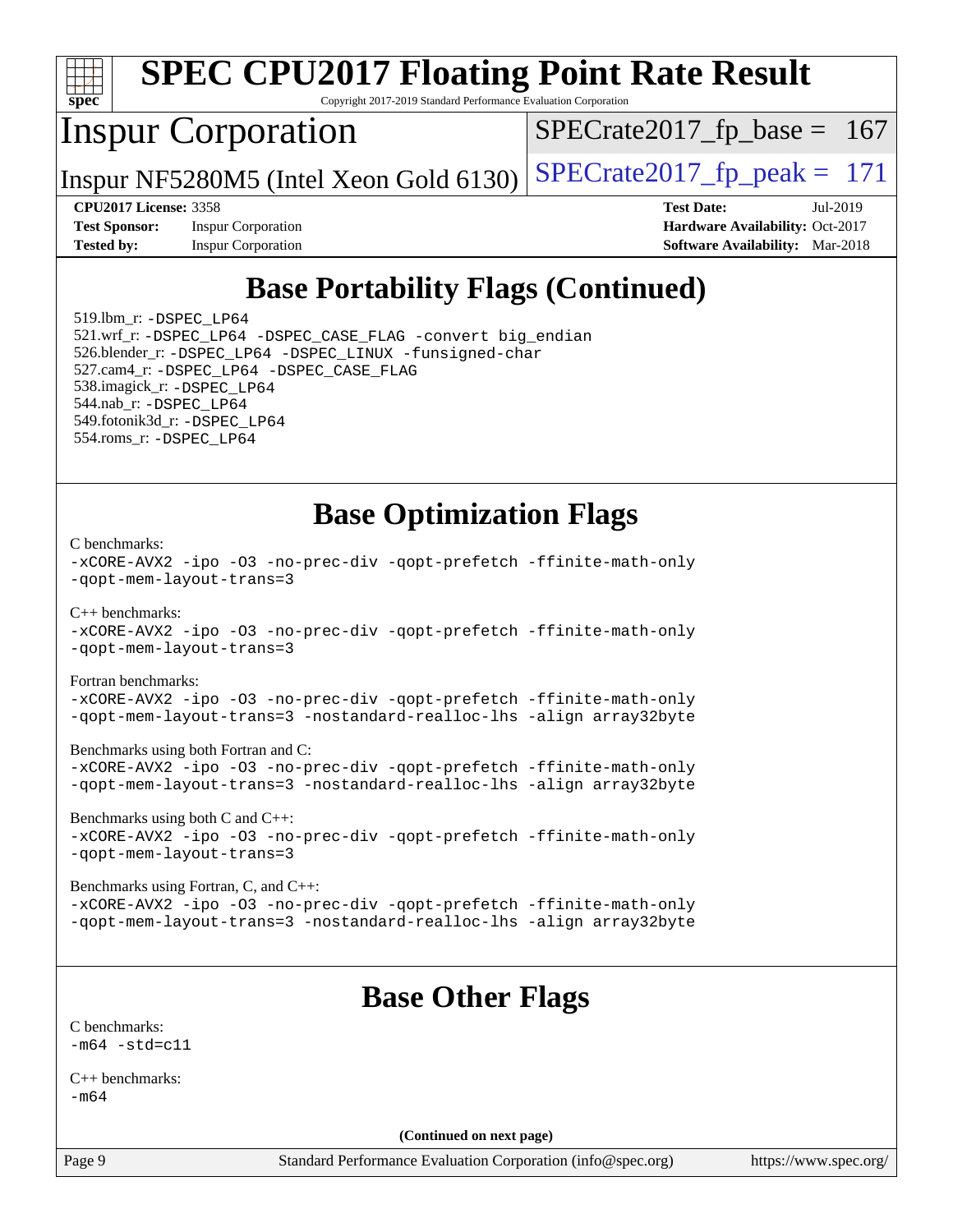# SPEC CPU2017 Floating Point Rate Result

Copyright 2017-2019 Standard Performance Evaluation Corporation

## Inspur Corporation

Inspur NF5280M5 (Intel Xeon Gold 6130)

SPECrate2017_fp_base = 167

SPECrate2017_fp_peak = 171

**CPU2017 License:** 3358
**Test Sponsor:** Inspur Corporation
**Tested by:** Inspur Corporation

**Test Date:** Jul-2019
**Hardware Availability:** Oct-2017
**Software Availability:** Mar-2018

## Base Portability Flags (Continued)

519.lbm_r: -DSPEC_LP64
521.wrf_r: -DSPEC_LP64 -DSPEC_CASE_FLAG -convert big_endian
526.blender_r: -DSPEC_LP64 -DSPEC_LINUX -funsigned-char
527.cam4_r: -DSPEC_LP64 -DSPEC_CASE_FLAG
538.imagick_r: -DSPEC_LP64
544.nab_r: -DSPEC_LP64
549.fotonik3d_r: -DSPEC_LP64
554.roms_r: -DSPEC_LP64

## Base Optimization Flags

C benchmarks:
-xCORE-AVX2 -ipo -O3 -no-prec-div -qopt-prefetch -ffinite-math-only
-qopt-mem-layout-trans=3

C++ benchmarks:
-xCORE-AVX2 -ipo -O3 -no-prec-div -qopt-prefetch -ffinite-math-only
-qopt-mem-layout-trans=3

Fortran benchmarks:
-xCORE-AVX2 -ipo -O3 -no-prec-div -qopt-prefetch -ffinite-math-only
-qopt-mem-layout-trans=3 -nostandard-realloc-lhs -align array32byte

Benchmarks using both Fortran and C:
-xCORE-AVX2 -ipo -O3 -no-prec-div -qopt-prefetch -ffinite-math-only
-qopt-mem-layout-trans=3 -nostandard-realloc-lhs -align array32byte

Benchmarks using both C and C++:
-xCORE-AVX2 -ipo -O3 -no-prec-div -qopt-prefetch -ffinite-math-only
-qopt-mem-layout-trans=3

Benchmarks using Fortran, C, and C++:
-xCORE-AVX2 -ipo -O3 -no-prec-div -qopt-prefetch -ffinite-math-only
-qopt-mem-layout-trans=3 -nostandard-realloc-lhs -align array32byte

## Base Other Flags

C benchmarks:
-m64 -std=c11

C++ benchmarks:
-m64

**(Continued on next page)**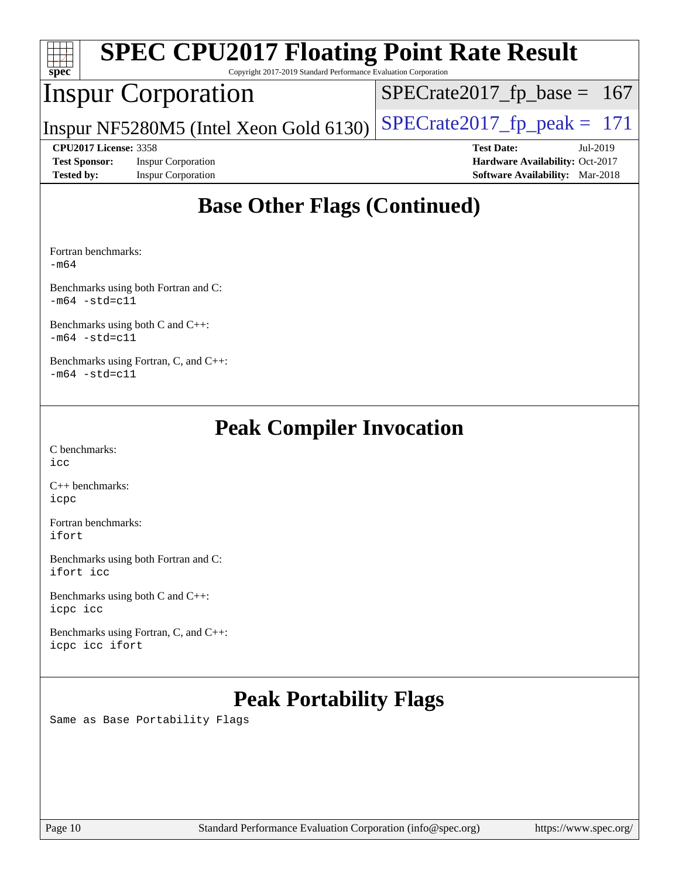## Base Other Flags (Continued)

Fortran benchmarks:
```
-m64
```

Benchmarks using both Fortran and C:
```
-m64 -std=c11
```

Benchmarks using both C and C++:
```
-m64 -std=c11
```

Benchmarks using Fortran, C, and C++:
```
-m64 -std=c11
```

## Peak Compiler Invocation

C benchmarks:
```
icc
```

C++ benchmarks:
```
icpc
```

Fortran benchmarks:
```
ifort
```

Benchmarks using both Fortran and C:
```
ifort icc
```

Benchmarks using both C and C++:
```
icpc icc
```

Benchmarks using Fortran, C, and C++:
```
icpc icc ifort
```

## Peak Portability Flags

Same as Base Portability Flags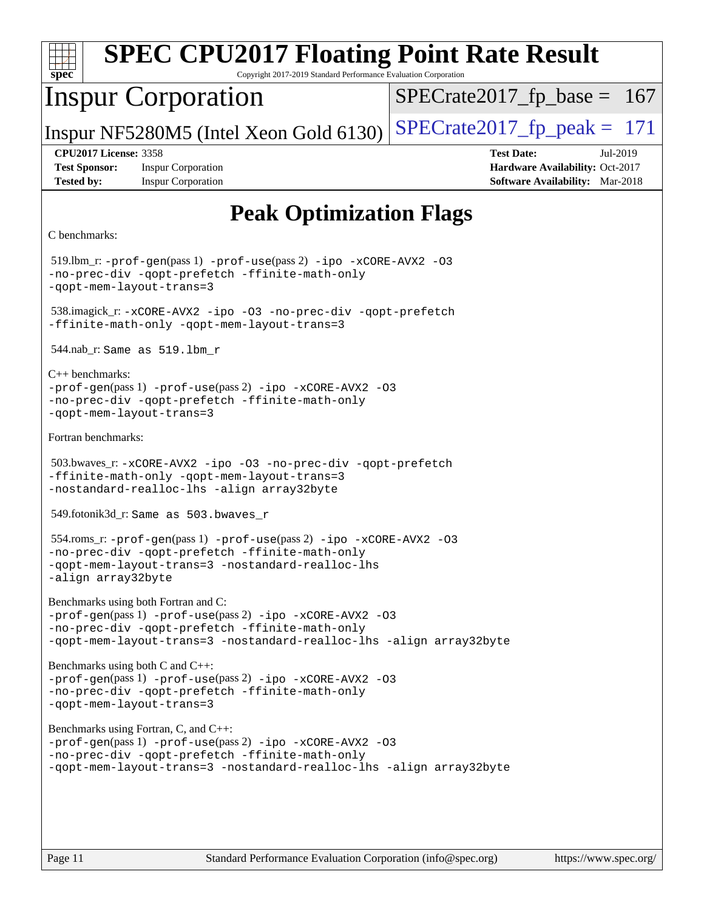# Peak Optimization Flags

C benchmarks:

519.lbm_r: -prof-gen(pass 1) -prof-use(pass 2) -ipo -xCORE-AVX2 -O3 -no-prec-div -qopt-prefetch -ffinite-math-only -qopt-mem-layout-trans=3

538.imagick_r: -xCORE-AVX2 -ipo -O3 -no-prec-div -qopt-prefetch -ffinite-math-only -qopt-mem-layout-trans=3

544.nab_r: Same as 519.lbm_r

C++ benchmarks:

-prof-gen(pass 1) -prof-use(pass 2) -ipo -xCORE-AVX2 -O3 -no-prec-div -qopt-prefetch -ffinite-math-only -qopt-mem-layout-trans=3

Fortran benchmarks:

503.bwaves_r: -xCORE-AVX2 -ipo -O3 -no-prec-div -qopt-prefetch -ffinite-math-only -qopt-mem-layout-trans=3 -nostandard-realloc-lhs -align array32byte

549.fotonik3d_r: Same as 503.bwaves_r

554.roms_r: -prof-gen(pass 1) -prof-use(pass 2) -ipo -xCORE-AVX2 -O3 -no-prec-div -qopt-prefetch -ffinite-math-only -qopt-mem-layout-trans=3 -nostandard-realloc-lhs -align array32byte

Benchmarks using both Fortran and C:

-prof-gen(pass 1) -prof-use(pass 2) -ipo -xCORE-AVX2 -O3 -no-prec-div -qopt-prefetch -ffinite-math-only -qopt-mem-layout-trans=3 -nostandard-realloc-lhs -align array32byte

Benchmarks using both C and C++:

-prof-gen(pass 1) -prof-use(pass 2) -ipo -xCORE-AVX2 -O3 -no-prec-div -qopt-prefetch -ffinite-math-only -qopt-mem-layout-trans=3

Benchmarks using Fortran, C, and C++:

-prof-gen(pass 1) -prof-use(pass 2) -ipo -xCORE-AVX2 -O3 -no-prec-div -qopt-prefetch -ffinite-math-only -qopt-mem-layout-trans=3 -nostandard-realloc-lhs -align array32byte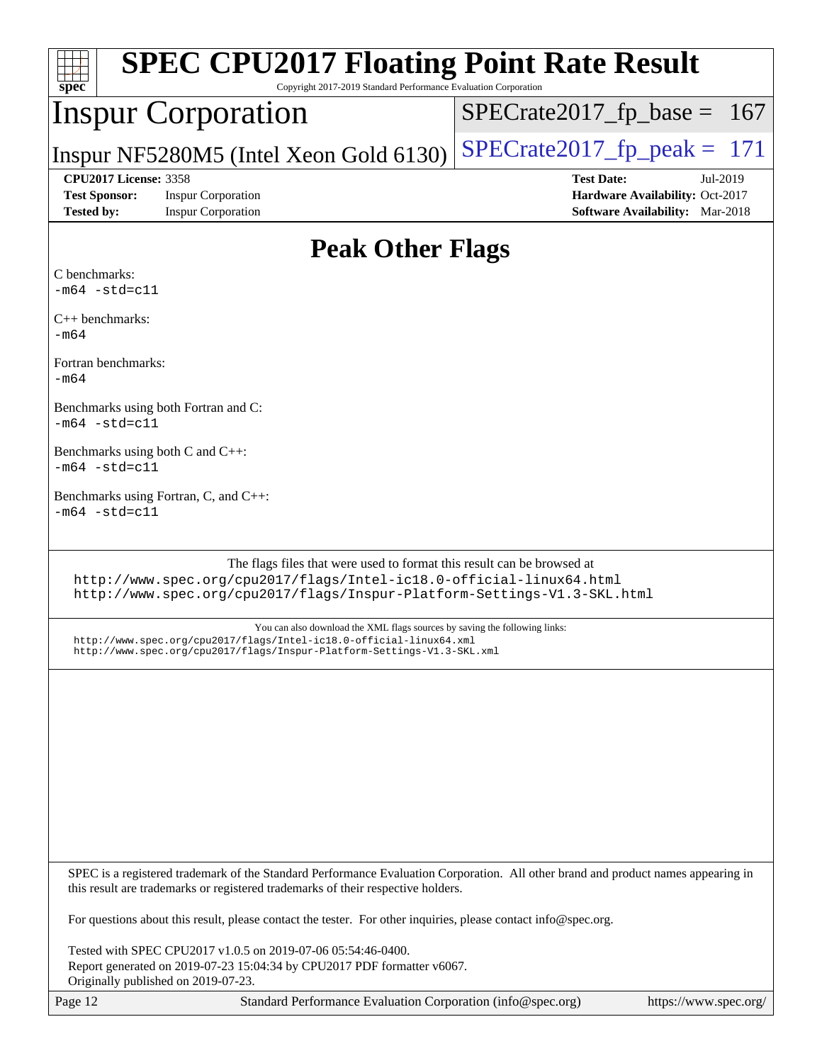# Peak Other Flags

C benchmarks:
`-m64 -std=c11`

C++ benchmarks:
`-m64`

Fortran benchmarks:
`-m64`

Benchmarks using both Fortran and C:
`-m64 -std=c11`

Benchmarks using both C and C++:
`-m64 -std=c11`

Benchmarks using Fortran, C, and C++:
`-m64 -std=c11`

The flags files that were used to format this result can be browsed at
http://www.spec.org/cpu2017/flags/Intel-ic18.0-official-linux64.html
http://www.spec.org/cpu2017/flags/Inspur-Platform-Settings-V1.3-SKL.html

You can also download the XML flags sources by saving the following links:
http://www.spec.org/cpu2017/flags/Intel-ic18.0-official-linux64.xml
http://www.spec.org/cpu2017/flags/Inspur-Platform-Settings-V1.3-SKL.xml

SPEC is a registered trademark of the Standard Performance Evaluation Corporation. All other brand and product names appearing in this result are trademarks or registered trademarks of their respective holders.

For questions about this result, please contact the tester. For other inquiries, please contact info@spec.org.

Tested with SPEC CPU2017 v1.0.5 on 2019-07-06 05:54:46-0400.
Report generated on 2019-07-23 15:04:34 by CPU2017 PDF formatter v6067.
Originally published on 2019-07-23.